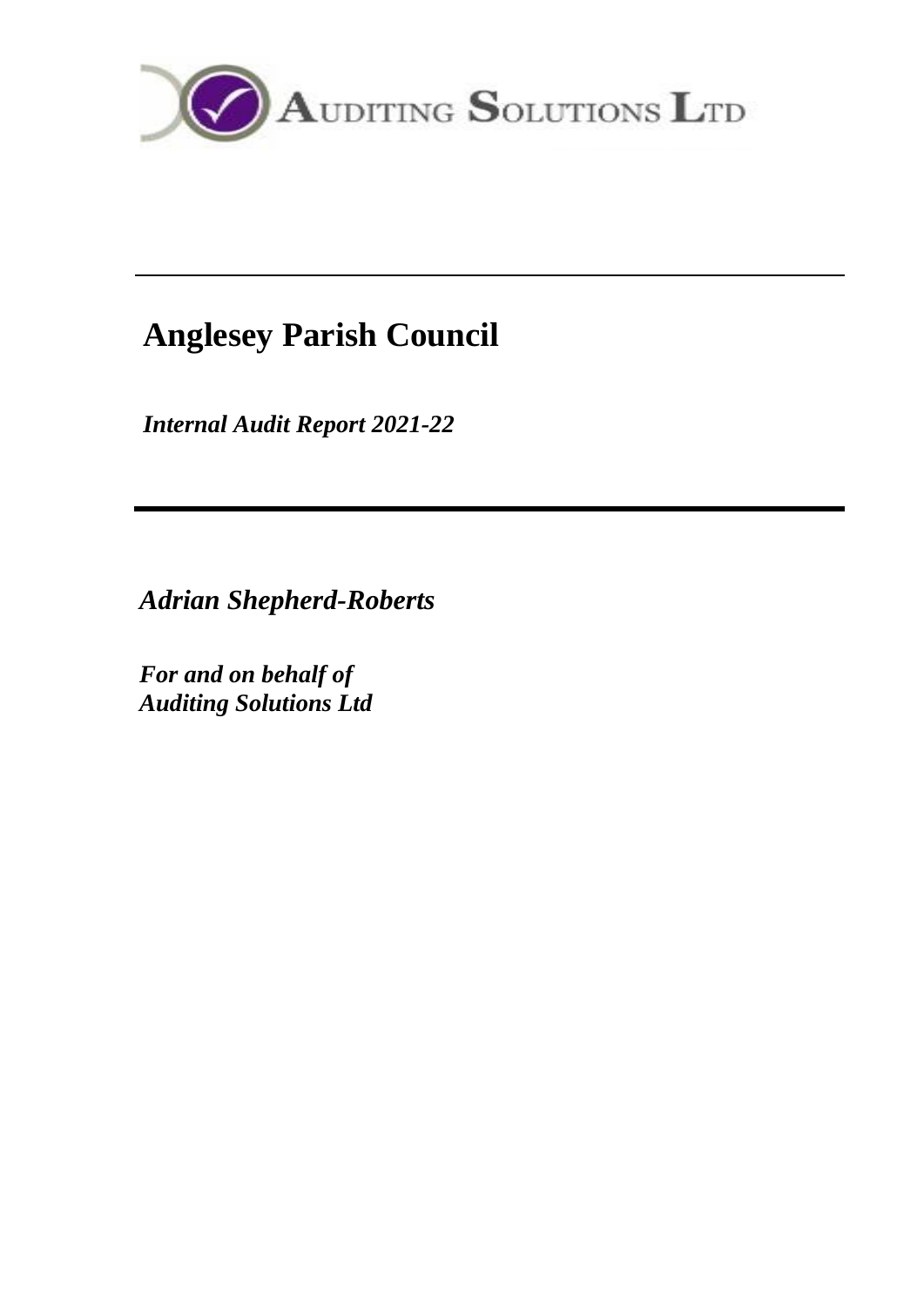AUDITING SOLUTIONS LTD

---

# Anglesey Parish Council

*Internal Audit Report 2021-22*

---

***Adrian Shepherd-Roberts***

***For and on behalf of***
***Auditing Solutions Ltd***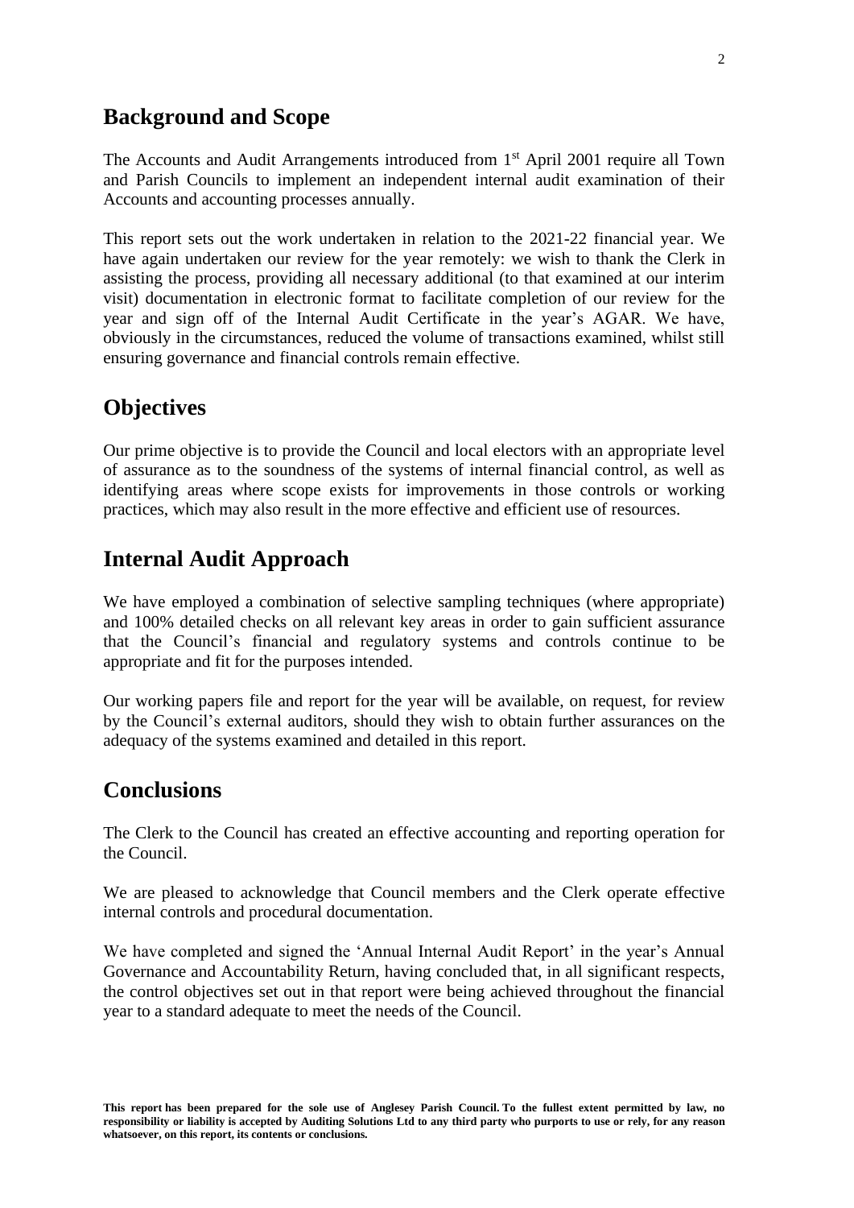## Background and Scope

The Accounts and Audit Arrangements introduced from 1st April 2001 require all Town and Parish Councils to implement an independent internal audit examination of their Accounts and accounting processes annually.

This report sets out the work undertaken in relation to the 2021-22 financial year. We have again undertaken our review for the year remotely: we wish to thank the Clerk in assisting the process, providing all necessary additional (to that examined at our interim visit) documentation in electronic format to facilitate completion of our review for the year and sign off of the Internal Audit Certificate in the year's AGAR. We have, obviously in the circumstances, reduced the volume of transactions examined, whilst still ensuring governance and financial controls remain effective.

## Objectives

Our prime objective is to provide the Council and local electors with an appropriate level of assurance as to the soundness of the systems of internal financial control, as well as identifying areas where scope exists for improvements in those controls or working practices, which may also result in the more effective and efficient use of resources.

## Internal Audit Approach

We have employed a combination of selective sampling techniques (where appropriate) and 100% detailed checks on all relevant key areas in order to gain sufficient assurance that the Council's financial and regulatory systems and controls continue to be appropriate and fit for the purposes intended.

Our working papers file and report for the year will be available, on request, for review by the Council's external auditors, should they wish to obtain further assurances on the adequacy of the systems examined and detailed in this report.

## Conclusions

The Clerk to the Council has created an effective accounting and reporting operation for the Council.

We are pleased to acknowledge that Council members and the Clerk operate effective internal controls and procedural documentation.

We have completed and signed the 'Annual Internal Audit Report' in the year's Annual Governance and Accountability Return, having concluded that, in all significant respects, the control objectives set out in that report were being achieved throughout the financial year to a standard adequate to meet the needs of the Council.

**This report has been prepared for the sole use of Anglesey Parish Council. To the fullest extent permitted by law, no responsibility or liability is accepted by Auditing Solutions Ltd to any third party who purports to use or rely, for any reason whatsoever, on this report, its contents or conclusions.**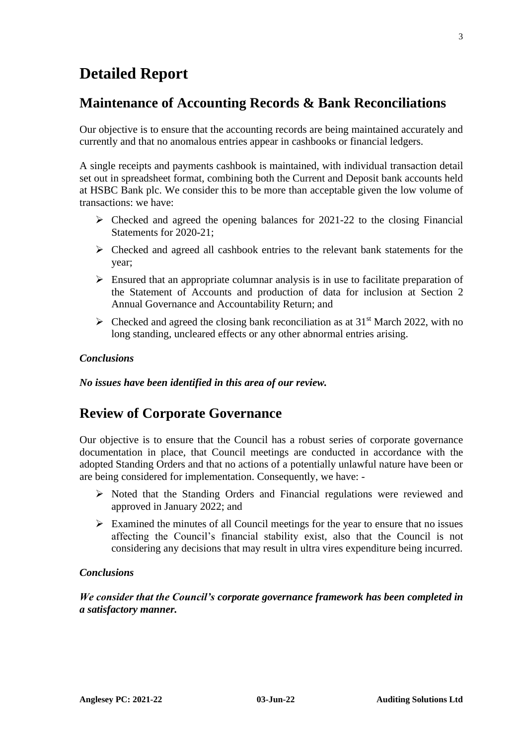# Detailed Report

## Maintenance of Accounting Records & Bank Reconciliations

Our objective is to ensure that the accounting records are being maintained accurately and currently and that no anomalous entries appear in cashbooks or financial ledgers.

A single receipts and payments cashbook is maintained, with individual transaction detail set out in spreadsheet format, combining both the Current and Deposit bank accounts held at HSBC Bank plc. We consider this to be more than acceptable given the low volume of transactions: we have:

- Checked and agreed the opening balances for 2021-22 to the closing Financial Statements for 2020-21;
- Checked and agreed all cashbook entries to the relevant bank statements for the year;
- Ensured that an appropriate columnar analysis is in use to facilitate preparation of the Statement of Accounts and production of data for inclusion at Section 2 Annual Governance and Accountability Return; and
- Checked and agreed the closing bank reconciliation as at 31st March 2022, with no long standing, uncleared effects or any other abnormal entries arising.

***Conclusions***

***No issues have been identified in this area of our review.***

## Review of Corporate Governance

Our objective is to ensure that the Council has a robust series of corporate governance documentation in place, that Council meetings are conducted in accordance with the adopted Standing Orders and that no actions of a potentially unlawful nature have been or are being considered for implementation. Consequently, we have: -

- Noted that the Standing Orders and Financial regulations were reviewed and approved in January 2022; and
- Examined the minutes of all Council meetings for the year to ensure that no issues affecting the Council's financial stability exist, also that the Council is not considering any decisions that may result in ultra vires expenditure being incurred.

***Conclusions***

***We consider that the Council's corporate governance framework has been completed in a satisfactory manner.***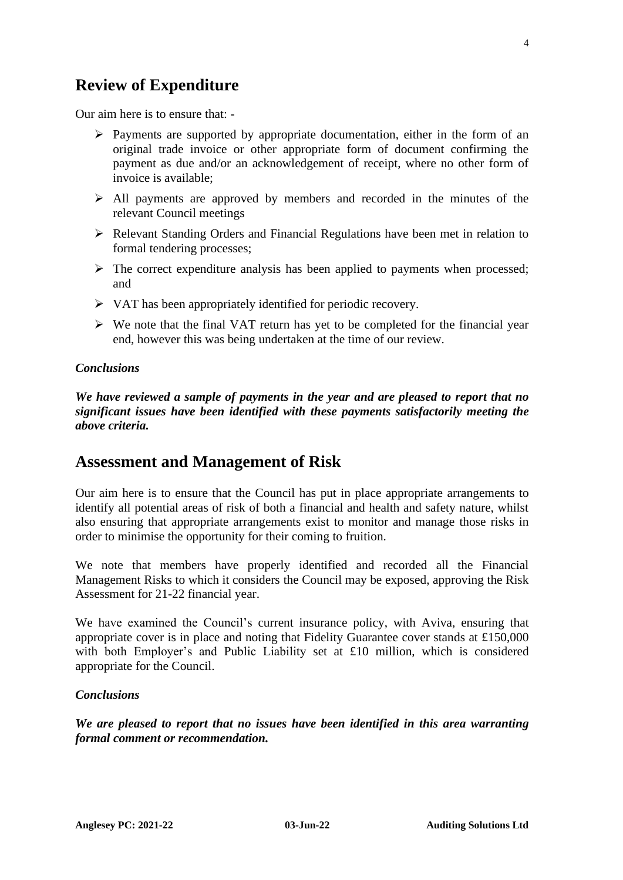## Review of Expenditure

Our aim here is to ensure that: -

- Payments are supported by appropriate documentation, either in the form of an original trade invoice or other appropriate form of document confirming the payment as due and/or an acknowledgement of receipt, where no other form of invoice is available;
- All payments are approved by members and recorded in the minutes of the relevant Council meetings
- Relevant Standing Orders and Financial Regulations have been met in relation to formal tendering processes;
- The correct expenditure analysis has been applied to payments when processed; and
- VAT has been appropriately identified for periodic recovery.
- We note that the final VAT return has yet to be completed for the financial year end, however this was being undertaken at the time of our review.

***Conclusions***

***We have reviewed a sample of payments in the year and are pleased to report that no significant issues have been identified with these payments satisfactorily meeting the above criteria.***

## Assessment and Management of Risk

Our aim here is to ensure that the Council has put in place appropriate arrangements to identify all potential areas of risk of both a financial and health and safety nature, whilst also ensuring that appropriate arrangements exist to monitor and manage those risks in order to minimise the opportunity for their coming to fruition.

We note that members have properly identified and recorded all the Financial Management Risks to which it considers the Council may be exposed, approving the Risk Assessment for 21-22 financial year.

We have examined the Council's current insurance policy, with Aviva, ensuring that appropriate cover is in place and noting that Fidelity Guarantee cover stands at £150,000 with both Employer's and Public Liability set at £10 million, which is considered appropriate for the Council.

***Conclusions***

***We are pleased to report that no issues have been identified in this area warranting formal comment or recommendation.***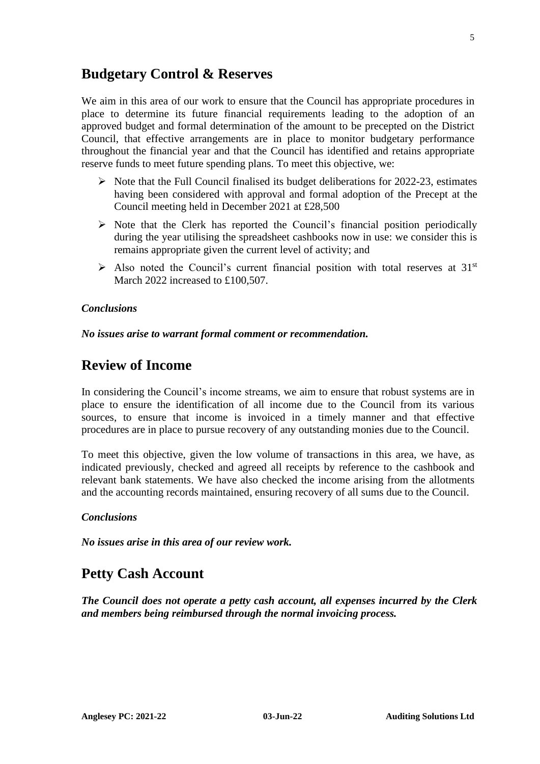## Budgetary Control & Reserves

We aim in this area of our work to ensure that the Council has appropriate procedures in place to determine its future financial requirements leading to the adoption of an approved budget and formal determination of the amount to be precepted on the District Council, that effective arrangements are in place to monitor budgetary performance throughout the financial year and that the Council has identified and retains appropriate reserve funds to meet future spending plans. To meet this objective, we:

- Note that the Full Council finalised its budget deliberations for 2022-23, estimates having been considered with approval and formal adoption of the Precept at the Council meeting held in December 2021 at £28,500
- Note that the Clerk has reported the Council's financial position periodically during the year utilising the spreadsheet cashbooks now in use: we consider this is remains appropriate given the current level of activity; and
- Also noted the Council's current financial position with total reserves at 31st March 2022 increased to £100,507.

***Conclusions***

***No issues arise to warrant formal comment or recommendation.***

## Review of Income

In considering the Council's income streams, we aim to ensure that robust systems are in place to ensure the identification of all income due to the Council from its various sources, to ensure that income is invoiced in a timely manner and that effective procedures are in place to pursue recovery of any outstanding monies due to the Council.

To meet this objective, given the low volume of transactions in this area, we have, as indicated previously, checked and agreed all receipts by reference to the cashbook and relevant bank statements. We have also checked the income arising from the allotments and the accounting records maintained, ensuring recovery of all sums due to the Council.

***Conclusions***

***No issues arise in this area of our review work.***

## Petty Cash Account

***The Council does not operate a petty cash account, all expenses incurred by the Clerk and members being reimbursed through the normal invoicing process.***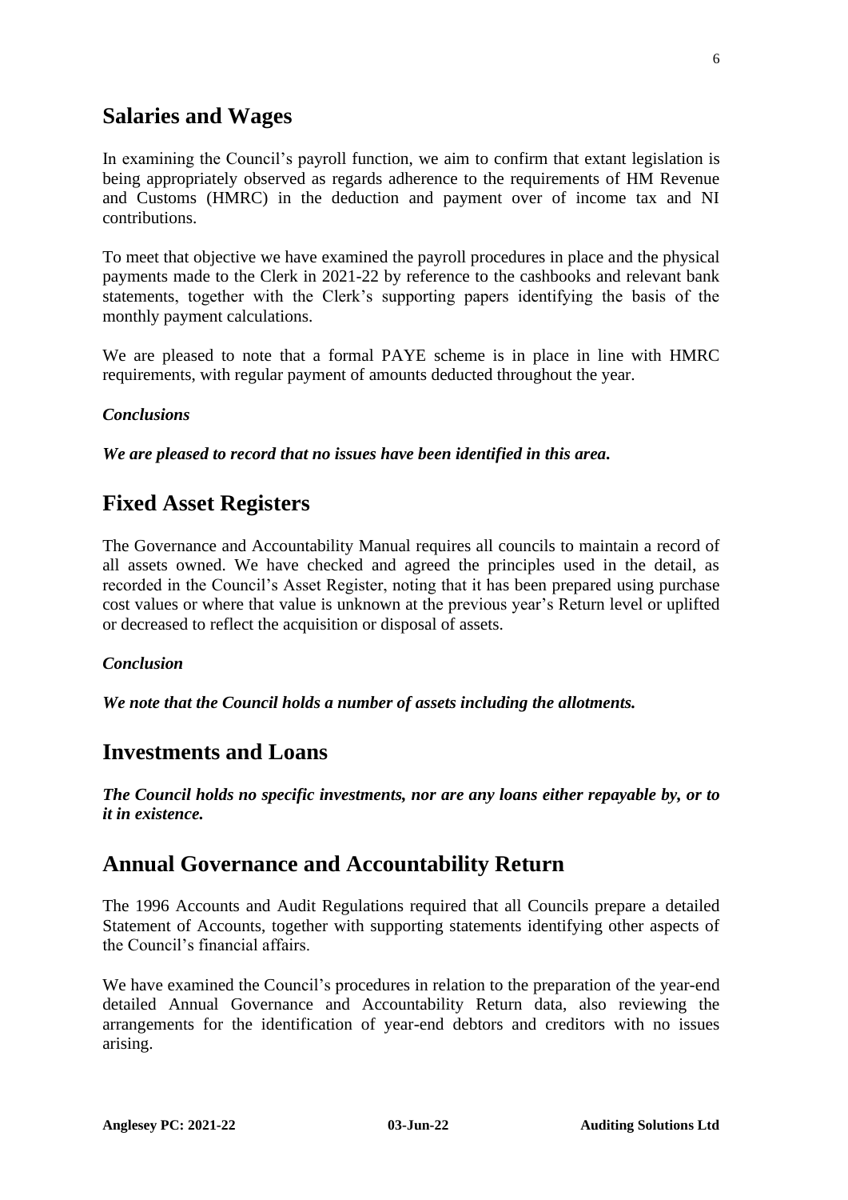## Salaries and Wages

In examining the Council's payroll function, we aim to confirm that extant legislation is being appropriately observed as regards adherence to the requirements of HM Revenue and Customs (HMRC) in the deduction and payment over of income tax and NI contributions.

To meet that objective we have examined the payroll procedures in place and the physical payments made to the Clerk in 2021-22 by reference to the cashbooks and relevant bank statements, together with the Clerk's supporting papers identifying the basis of the monthly payment calculations.

We are pleased to note that a formal PAYE scheme is in place in line with HMRC requirements, with regular payment of amounts deducted throughout the year.

***Conclusions***

***We are pleased to record that no issues have been identified in this area.***

## Fixed Asset Registers

The Governance and Accountability Manual requires all councils to maintain a record of all assets owned. We have checked and agreed the principles used in the detail, as recorded in the Council's Asset Register, noting that it has been prepared using purchase cost values or where that value is unknown at the previous year's Return level or uplifted or decreased to reflect the acquisition or disposal of assets.

***Conclusion***

***We note that the Council holds a number of assets including the allotments.***

## Investments and Loans

***The Council holds no specific investments, nor are any loans either repayable by, or to it in existence.***

## Annual Governance and Accountability Return

The 1996 Accounts and Audit Regulations required that all Councils prepare a detailed Statement of Accounts, together with supporting statements identifying other aspects of the Council's financial affairs.

We have examined the Council's procedures in relation to the preparation of the year-end detailed Annual Governance and Accountability Return data, also reviewing the arrangements for the identification of year-end debtors and creditors with no issues arising.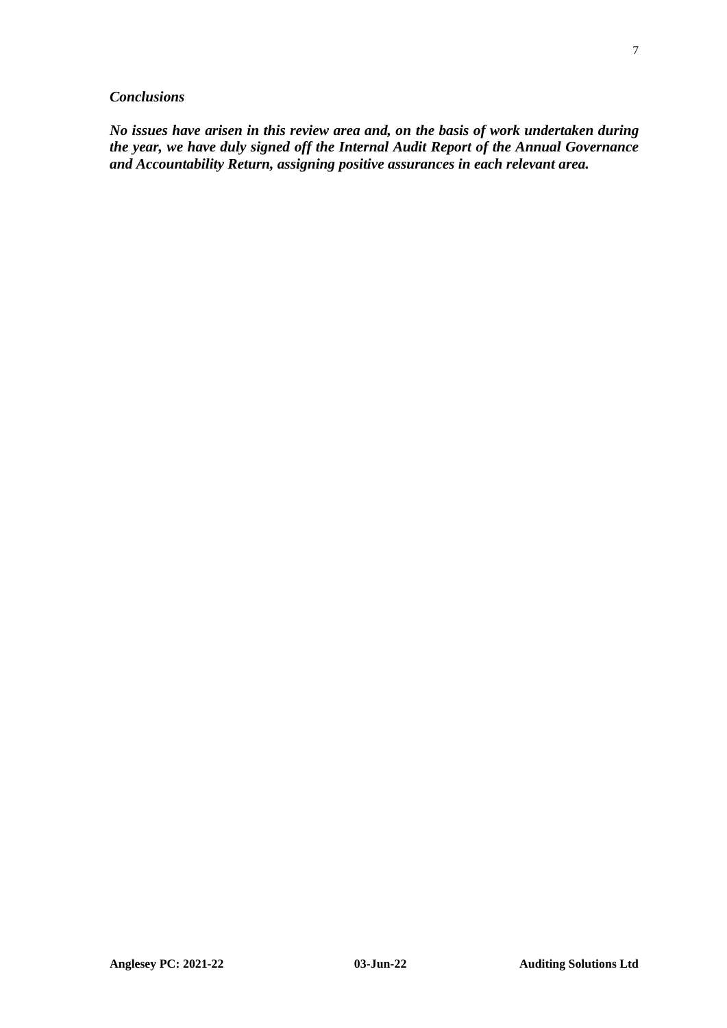*Conclusions*

***No issues have arisen in this review area and, on the basis of work undertaken during the year, we have duly signed off the Internal Audit Report of the Annual Governance and Accountability Return, assigning positive assurances in each relevant area.***